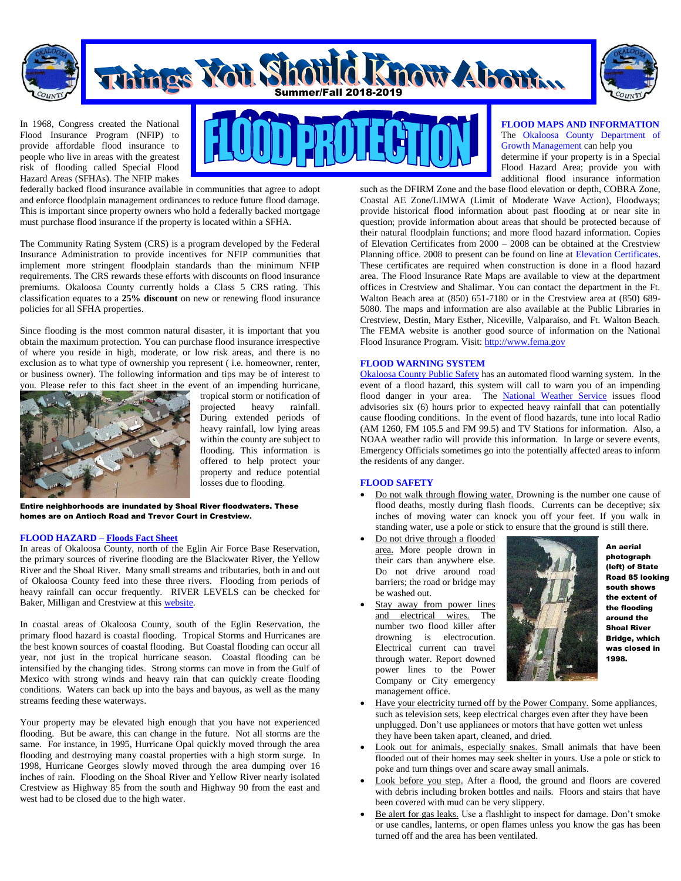# Things You Should Know About...

Summer/Fall 2018-2019

# FLOOD PROTECTION

In 1968, Congress created the National Flood Insurance Program (NFIP) to provide affordable flood insurance to people who live in areas with the greatest risk of flooding called Special Flood Hazard Areas (SFHAs). The NFIP makes federally backed flood insurance available in communities that agree to adopt and enforce floodplain management ordinances to reduce future flood damage. This is important since property owners who hold a federally backed mortgage must purchase flood insurance if the property is located within a SFHA.

The Community Rating System (CRS) is a program developed by the Federal Insurance Administration to provide incentives for NFIP communities that implement more stringent floodplain standards than the minimum NFIP requirements. The CRS rewards these efforts with discounts on flood insurance premiums. Okaloosa County currently holds a Class 5 CRS rating. This classification equates to a **25% discount** on new or renewing flood insurance policies for all SFHA properties.

Since flooding is the most common natural disaster, it is important that you obtain the maximum protection. You can purchase flood insurance irrespective of where you reside in high, moderate, or low risk areas, and there is no exclusion as to what type of ownership you represent ( i.e. homeowner, renter, or business owner). The following information and tips may be of interest to you. Please refer to this fact sheet in the event of an impending hurricane, tropical storm or notification of projected heavy rainfall. During extended periods of heavy rainfall, low lying areas within the county are subject to flooding. This information is offered to help protect your property and reduce potential losses due to flooding.

**Entire neighborhoods are inundated by Shoal River floodwaters. These homes are on Antioch Road and Trevor Court in Crestview.**

### FLOOD HAZARD – Floods Fact Sheet

In areas of Okaloosa County, north of the Eglin Air Force Base Reservation, the primary sources of riverine flooding are the Blackwater River, the Yellow River and the Shoal River. Many small streams and tributaries, both in and out of Okaloosa County feed into these three rivers. Flooding from periods of heavy rainfall can occur frequently. RIVER LEVELS can be checked for Baker, Milligan and Crestview at this website.

In coastal areas of Okaloosa County, south of the Eglin Reservation, the primary flood hazard is coastal flooding. Tropical Storms and Hurricanes are the best known sources of coastal flooding. But Coastal flooding can occur all year, not just in the tropical hurricane season. Coastal flooding can be intensified by the changing tides. Strong storms can move in from the Gulf of Mexico with strong winds and heavy rain that can quickly create flooding conditions. Waters can back up into the bays and bayous, as well as the many streams feeding these waterways.

Your property may be elevated high enough that you have not experienced flooding. But be aware, this can change in the future. Not all storms are the same. For instance, in 1995, Hurricane Opal quickly moved through the area flooding and destroying many coastal properties with a high storm surge. In 1998, Hurricane Georges slowly moved through the area dumping over 16 inches of rain. Flooding on the Shoal River and Yellow River nearly isolated Crestview as Highway 85 from the south and Highway 90 from the east and west had to be closed due to the high water.

### FLOOD MAPS AND INFORMATION

The Okaloosa County Department of Growth Management can help you determine if your property is in a Special Flood Hazard Area; provide you with additional flood insurance information such as the DFIRM Zone and the base flood elevation or depth, COBRA Zone, Coastal AE Zone/LIMWA (Limit of Moderate Wave Action), Floodways; provide historical flood information about past flooding at or near site in question; provide information about areas that should be protected because of their natural floodplain functions; and more flood hazard information. Copies of Elevation Certificates from 2000 – 2008 can be obtained at the Crestview Planning office. 2008 to present can be found on line at Elevation Certificates. These certificates are required when construction is done in a flood hazard area. The Flood Insurance Rate Maps are available to view at the department offices in Crestview and Shalimar. You can contact the department in the Ft. Walton Beach area at (850) 651-7180 or in the Crestview area at (850) 689-5080. The maps and information are also available at the Public Libraries in Crestview, Destin, Mary Esther, Niceville, Valparaiso, and Ft. Walton Beach. The FEMA website is another good source of information on the National Flood Insurance Program. Visit: http://www.fema.gov

### FLOOD WARNING SYSTEM

Okaloosa County Public Safety has an automated flood warning system. In the event of a flood hazard, this system will call to warn you of an impending flood danger in your area. The National Weather Service issues flood advisories six (6) hours prior to expected heavy rainfall that can potentially cause flooding conditions. In the event of flood hazards, tune into local Radio (AM 1260, FM 105.5 and FM 99.5) and TV Stations for information. Also, a NOAA weather radio will provide this information. In large or severe events, Emergency Officials sometimes go into the potentially affected areas to inform the residents of any danger.

### FLOOD SAFETY

- Do not walk through flowing water. Drowning is the number one cause of flood deaths, mostly during flash floods. Currents can be deceptive; six inches of moving water can knock you off your feet. If you walk in standing water, use a pole or stick to ensure that the ground is still there.
- Do not drive through a flooded area. More people drown in their cars than anywhere else. Do not drive around road barriers; the road or bridge may be washed out.
- Stay away from power lines and electrical wires. The number two flood killer after drowning is electrocution. Electrical current can travel through water. Report downed power lines to the Power Company or City emergency management office.

**An aerial photograph (left) of State Road 85 looking south shows the extent of the flooding around the Shoal River Bridge, which was closed in 1998.**

- Have your electricity turned off by the Power Company. Some appliances, such as television sets, keep electrical charges even after they have been unplugged. Don't use appliances or motors that have gotten wet unless they have been taken apart, cleaned, and dried.
- Look out for animals, especially snakes. Small animals that have been flooded out of their homes may seek shelter in yours. Use a pole or stick to poke and turn things over and scare away small animals.
- Look before you step. After a flood, the ground and floors are covered with debris including broken bottles and nails. Floors and stairs that have been covered with mud can be very slippery.
- Be alert for gas leaks. Use a flashlight to inspect for damage. Don't smoke or use candles, lanterns, or open flames unless you know the gas has been turned off and the area has been ventilated.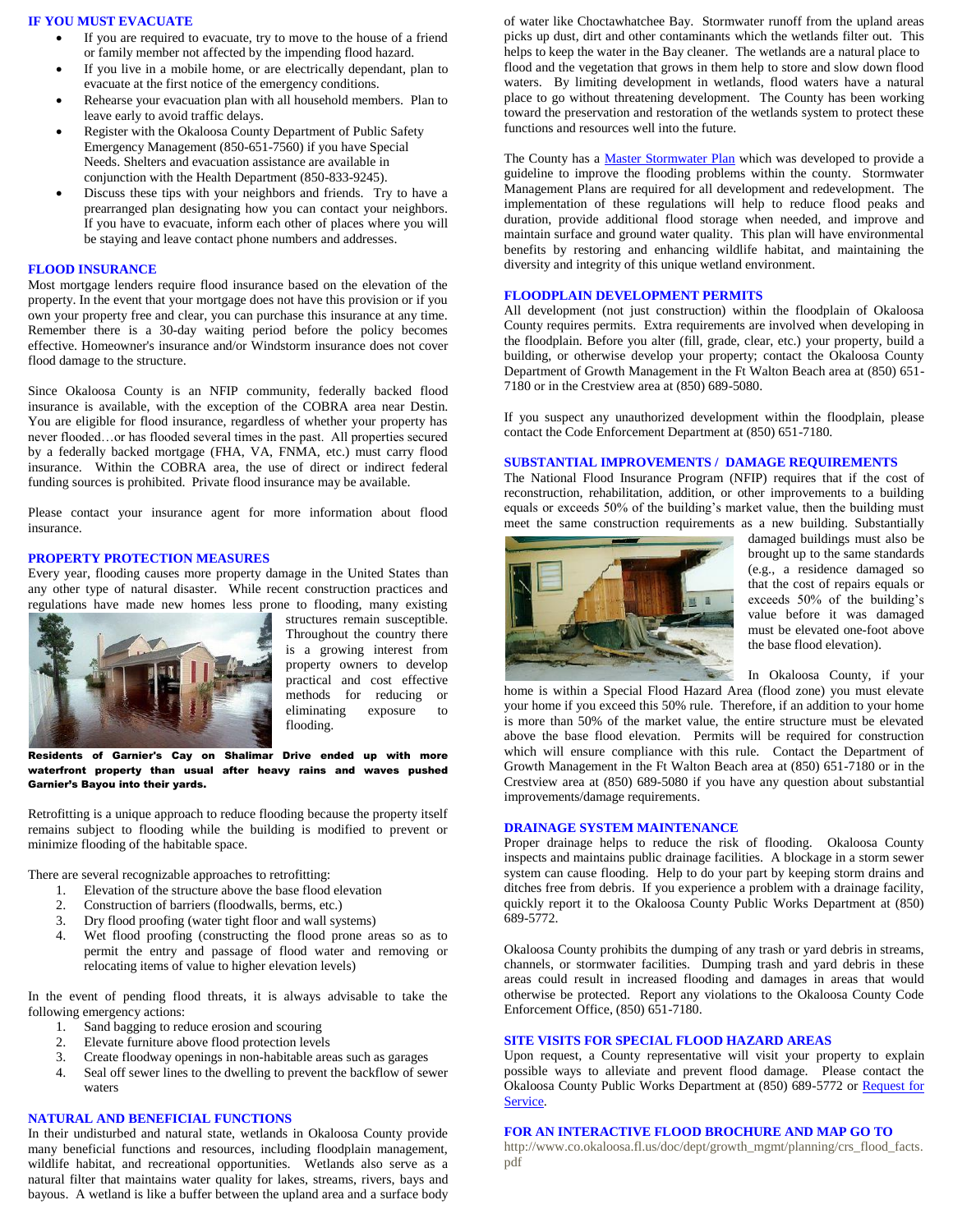### IF YOU MUST EVACUATE

- If you are required to evacuate, try to move to the house of a friend or family member not affected by the impending flood hazard.
- If you live in a mobile home, or are electrically dependant, plan to evacuate at the first notice of the emergency conditions.
- Rehearse your evacuation plan with all household members. Plan to leave early to avoid traffic delays.
- Register with the Okaloosa County Department of Public Safety Emergency Management (850-651-7560) if you have Special Needs. Shelters and evacuation assistance are available in conjunction with the Health Department (850-833-9245).
- Discuss these tips with your neighbors and friends. Try to have a prearranged plan designating how you can contact your neighbors. If you have to evacuate, inform each other of places where you will be staying and leave contact phone numbers and addresses.

### FLOOD INSURANCE

Most mortgage lenders require flood insurance based on the elevation of the property. In the event that your mortgage does not have this provision or if you own your property free and clear, you can purchase this insurance at any time. Remember there is a 30-day waiting period before the policy becomes effective. Homeowner's insurance and/or Windstorm insurance does not cover flood damage to the structure.

Since Okaloosa County is an NFIP community, federally backed flood insurance is available, with the exception of the COBRA area near Destin. You are eligible for flood insurance, regardless of whether your property has never flooded…or has flooded several times in the past. All properties secured by a federally backed mortgage (FHA, VA, FNMA, etc.) must carry flood insurance. Within the COBRA area, the use of direct or indirect federal funding sources is prohibited. Private flood insurance may be available.

Please contact your insurance agent for more information about flood insurance.

### PROPERTY PROTECTION MEASURES

Every year, flooding causes more property damage in the United States than any other type of natural disaster. While recent construction practices and regulations have made new homes less prone to flooding, many existing structures remain susceptible. Throughout the country there is a growing interest from property owners to develop practical and cost effective methods for reducing or eliminating exposure to flooding.

**Residents of Garnier's Cay on Shalimar Drive ended up with more waterfront property than usual after heavy rains and waves pushed Garnier's Bayou into their yards.**

Retrofitting is a unique approach to reduce flooding because the property itself remains subject to flooding while the building is modified to prevent or minimize flooding of the habitable space.

There are several recognizable approaches to retrofitting:

1. Elevation of the structure above the base flood elevation
2. Construction of barriers (floodwalls, berms, etc.)
3. Dry flood proofing (water tight floor and wall systems)
4. Wet flood proofing (constructing the flood prone areas so as to permit the entry and passage of flood water and removing or relocating items of value to higher elevation levels)

In the event of pending flood threats, it is always advisable to take the following emergency actions:

1. Sand bagging to reduce erosion and scouring
2. Elevate furniture above flood protection levels
3. Create floodway openings in non-habitable areas such as garages
4. Seal off sewer lines to the dwelling to prevent the backflow of sewer waters

### NATURAL AND BENEFICIAL FUNCTIONS

In their undisturbed and natural state, wetlands in Okaloosa County provide many beneficial functions and resources, including floodplain management, wildlife habitat, and recreational opportunities. Wetlands also serve as a natural filter that maintains water quality for lakes, streams, rivers, bays and bayous. A wetland is like a buffer between the upland area and a surface body of water like Choctawhatchee Bay. Stormwater runoff from the upland areas picks up dust, dirt and other contaminants which the wetlands filter out. This helps to keep the water in the Bay cleaner. The wetlands are a natural place to flood and the vegetation that grows in them help to store and slow down flood waters. By limiting development in wetlands, flood waters have a natural place to go without threatening development. The County has been working toward the preservation and restoration of the wetlands system to protect these functions and resources well into the future.

The County has a Master Stormwater Plan which was developed to provide a guideline to improve the flooding problems within the county. Stormwater Management Plans are required for all development and redevelopment. The implementation of these regulations will help to reduce flood peaks and duration, provide additional flood storage when needed, and improve and maintain surface and ground water quality. This plan will have environmental benefits by restoring and enhancing wildlife habitat, and maintaining the diversity and integrity of this unique wetland environment.

### FLOODPLAIN DEVELOPMENT PERMITS

All development (not just construction) within the floodplain of Okaloosa County requires permits. Extra requirements are involved when developing in the floodplain. Before you alter (fill, grade, clear, etc.) your property, build a building, or otherwise develop your property; contact the Okaloosa County Department of Growth Management in the Ft Walton Beach area at (850) 651-7180 or in the Crestview area at (850) 689-5080.

If you suspect any unauthorized development within the floodplain, please contact the Code Enforcement Department at (850) 651-7180.

### SUBSTANTIAL IMPROVEMENTS / DAMAGE REQUIREMENTS

The National Flood Insurance Program (NFIP) requires that if the cost of reconstruction, rehabilitation, addition, or other improvements to a building equals or exceeds 50% of the building's market value, then the building must meet the same construction requirements as a new building. Substantially damaged buildings must also be brought up to the same standards (e.g., a residence damaged so that the cost of repairs equals or exceeds 50% of the building's value before it was damaged must be elevated one-foot above the base flood elevation).

In Okaloosa County, if your home is within a Special Flood Hazard Area (flood zone) you must elevate your home if you exceed this 50% rule. Therefore, if an addition to your home is more than 50% of the market value, the entire structure must be elevated above the base flood elevation. Permits will be required for construction which will ensure compliance with this rule. Contact the Department of Growth Management in the Ft Walton Beach area at (850) 651-7180 or in the Crestview area at (850) 689-5080 if you have any question about substantial improvements/damage requirements.

### DRAINAGE SYSTEM MAINTENANCE

Proper drainage helps to reduce the risk of flooding. Okaloosa County inspects and maintains public drainage facilities. A blockage in a storm sewer system can cause flooding. Help to do your part by keeping storm drains and ditches free from debris. If you experience a problem with a drainage facility, quickly report it to the Okaloosa County Public Works Department at (850) 689-5772.

Okaloosa County prohibits the dumping of any trash or yard debris in streams, channels, or stormwater facilities. Dumping trash and yard debris in these areas could result in increased flooding and damages in areas that would otherwise be protected. Report any violations to the Okaloosa County Code Enforcement Office, (850) 651-7180.

### SITE VISITS FOR SPECIAL FLOOD HAZARD AREAS

Upon request, a County representative will visit your property to explain possible ways to alleviate and prevent flood damage. Please contact the Okaloosa County Public Works Department at (850) 689-5772 or Request for Service.

### FOR AN INTERACTIVE FLOOD BROCHURE AND MAP GO TO

http://www.co.okaloosa.fl.us/doc/dept/growth_mgmt/planning/crs_flood_facts.pdf